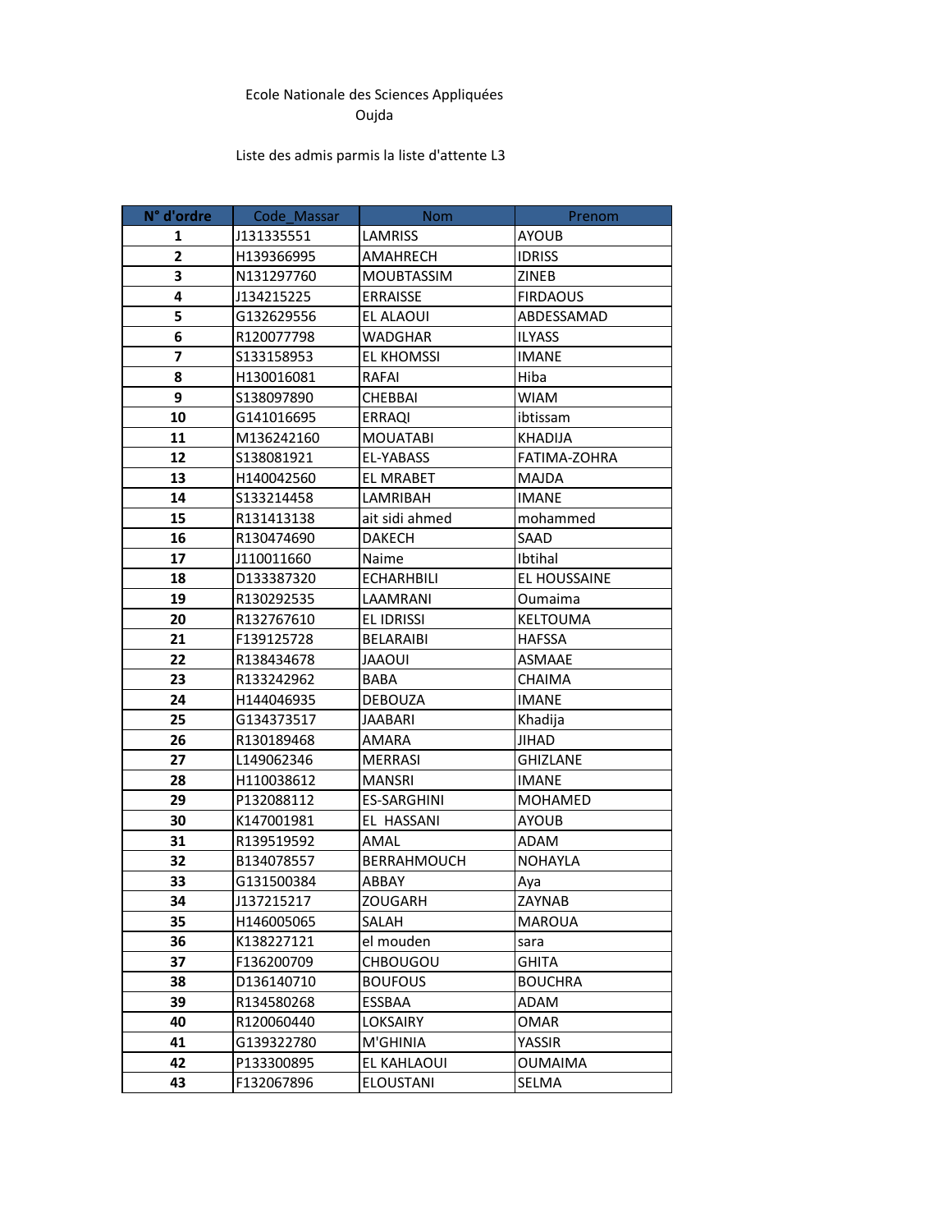Ecole Nationale des Sciences Appliquées
Oujda

Liste des admis parmis la liste d'attente L3

| N° d'ordre | Code_Massar | Nom | Prenom |
|---|---|---|---|
| 1 | J131335551 | LAMRISS | AYOUB |
| 2 | H139366995 | AMAHRECH | IDRISS |
| 3 | N131297760 | MOUBTASSIM | ZINEB |
| 4 | J134215225 | ERRAISSE | FIRDAOUS |
| 5 | G132629556 | EL ALAOUI | ABDESSAMAD |
| 6 | R120077798 | WADGHAR | ILYASS |
| 7 | S133158953 | EL KHOMSSI | IMANE |
| 8 | H130016081 | RAFAI | Hiba |
| 9 | S138097890 | CHEBBAI | WIAM |
| 10 | G141016695 | ERRAQI | ibtissam |
| 11 | M136242160 | MOUATABI | KHADIJA |
| 12 | S138081921 | EL-YABASS | FATIMA-ZOHRA |
| 13 | H140042560 | EL MRABET | MAJDA |
| 14 | S133214458 | LAMRIBAH | IMANE |
| 15 | R131413138 | ait sidi ahmed | mohammed |
| 16 | R130474690 | DAKECH | SAAD |
| 17 | J110011660 | Naime | Ibtihal |
| 18 | D133387320 | ECHARHBILI | EL HOUSSAINE |
| 19 | R130292535 | LAAMRANI | Oumaima |
| 20 | R132767610 | EL IDRISSI | KELTOUMA |
| 21 | F139125728 | BELARAIBI | HAFSSA |
| 22 | R138434678 | JAAOUI | ASMAAE |
| 23 | R133242962 | BABA | CHAIMA |
| 24 | H144046935 | DEBOUZA | IMANE |
| 25 | G134373517 | JAABARI | Khadija |
| 26 | R130189468 | AMARA | JIHAD |
| 27 | L149062346 | MERRASI | GHIZLANE |
| 28 | H110038612 | MANSRI | IMANE |
| 29 | P132088112 | ES-SARGHINI | MOHAMED |
| 30 | K147001981 | EL HASSANI | AYOUB |
| 31 | R139519592 | AMAL | ADAM |
| 32 | B134078557 | BERRAHMOUCH | NOHAYLA |
| 33 | G131500384 | ABBAY | Aya |
| 34 | J137215217 | ZOUGARH | ZAYNAB |
| 35 | H146005065 | SALAH | MAROUA |
| 36 | K138227121 | el mouden | sara |
| 37 | F136200709 | CHBOUGOU | GHITA |
| 38 | D136140710 | BOUFOUS | BOUCHRA |
| 39 | R134580268 | ESSBAA | ADAM |
| 40 | R120060440 | LOKSAIRY | OMAR |
| 41 | G139322780 | M'GHINIA | YASSIR |
| 42 | P133300895 | EL KAHLAOUI | OUMAIMA |
| 43 | F132067896 | ELOUSTANI | SELMA |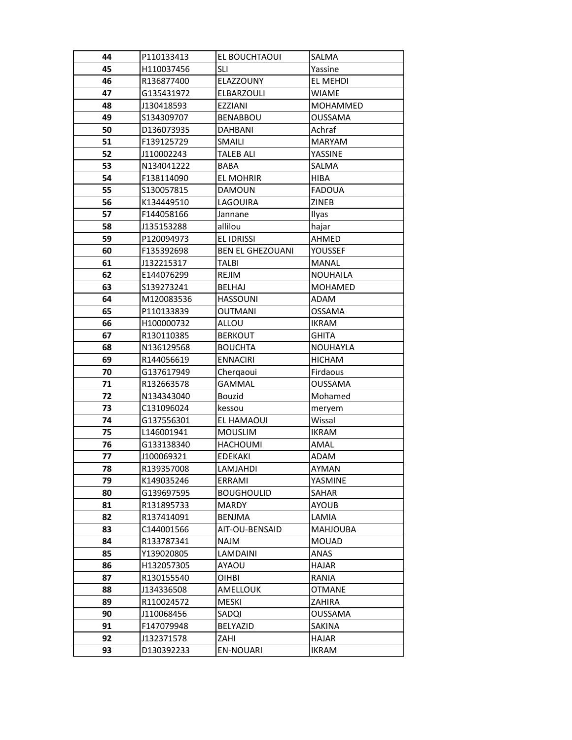| 44 | P110133413 | EL BOUCHTAOUI | SALMA |
|---|---|---|---|
| 45 | H110037456 | SLI | Yassine |
| 46 | R136877400 | ELAZZOUNY | EL MEHDI |
| 47 | G135431972 | ELBARZOULI | WIAME |
| 48 | J130418593 | EZZIANI | MOHAMMED |
| 49 | S134309707 | BENABBOU | OUSSAMA |
| 50 | D136073935 | DAHBANI | Achraf |
| 51 | F139125729 | SMAILI | MARYAM |
| 52 | J110002243 | TALEB ALI | YASSINE |
| 53 | N134041222 | BABA | SALMA |
| 54 | F138114090 | EL MOHRIR | HIBA |
| 55 | S130057815 | DAMOUN | FADOUA |
| 56 | K134449510 | LAGOUIRA | ZINEB |
| 57 | F144058166 | Jannane | Ilyas |
| 58 | J135153288 | allilou | hajar |
| 59 | P120094973 | EL IDRISSI | AHMED |
| 60 | F135392698 | BEN EL GHEZOUANI | YOUSSEF |
| 61 | J132215317 | TALBI | MANAL |
| 62 | E144076299 | REJIM | NOUHAILA |
| 63 | S139273241 | BELHAJ | MOHAMED |
| 64 | M120083536 | HASSOUNI | ADAM |
| 65 | P110133839 | OUTMANI | OSSAMA |
| 66 | H100000732 | ALLOU | IKRAM |
| 67 | R130110385 | BERKOUT | GHITA |
| 68 | N136129568 | BOUCHTA | NOUHAYLA |
| 69 | R144056619 | ENNACIRI | HICHAM |
| 70 | G137617949 | Cherqaoui | Firdaous |
| 71 | R132663578 | GAMMAL | OUSSAMA |
| 72 | N134343040 | Bouzid | Mohamed |
| 73 | C131096024 | kessou | meryem |
| 74 | G137556301 | EL HAMAOUI | Wissal |
| 75 | L146001941 | MOUSLIM | IKRAM |
| 76 | G133138340 | HACHOUMI | AMAL |
| 77 | J100069321 | EDEKAKI | ADAM |
| 78 | R139357008 | LAMJAHDI | AYMAN |
| 79 | K149035246 | ERRAMI | YASMINE |
| 80 | G139697595 | BOUGHOULID | SAHAR |
| 81 | R131895733 | MARDY | AYOUB |
| 82 | R137414091 | BENJMA | LAMIA |
| 83 | C144001566 | AIT-OU-BENSAID | MAHJOUBA |
| 84 | R133787341 | NAJM | MOUAD |
| 85 | Y139020805 | LAMDAINI | ANAS |
| 86 | H132057305 | AYAOU | HAJAR |
| 87 | R130155540 | OIHBI | RANIA |
| 88 | J134336508 | AMELLOUK | OTMANE |
| 89 | R110024572 | MESKI | ZAHIRA |
| 90 | J110068456 | SADQI | OUSSAMA |
| 91 | F147079948 | BELYAZID | SAKINA |
| 92 | J132371578 | ZAHI | HAJAR |
| 93 | D130392233 | EN-NOUARI | IKRAM |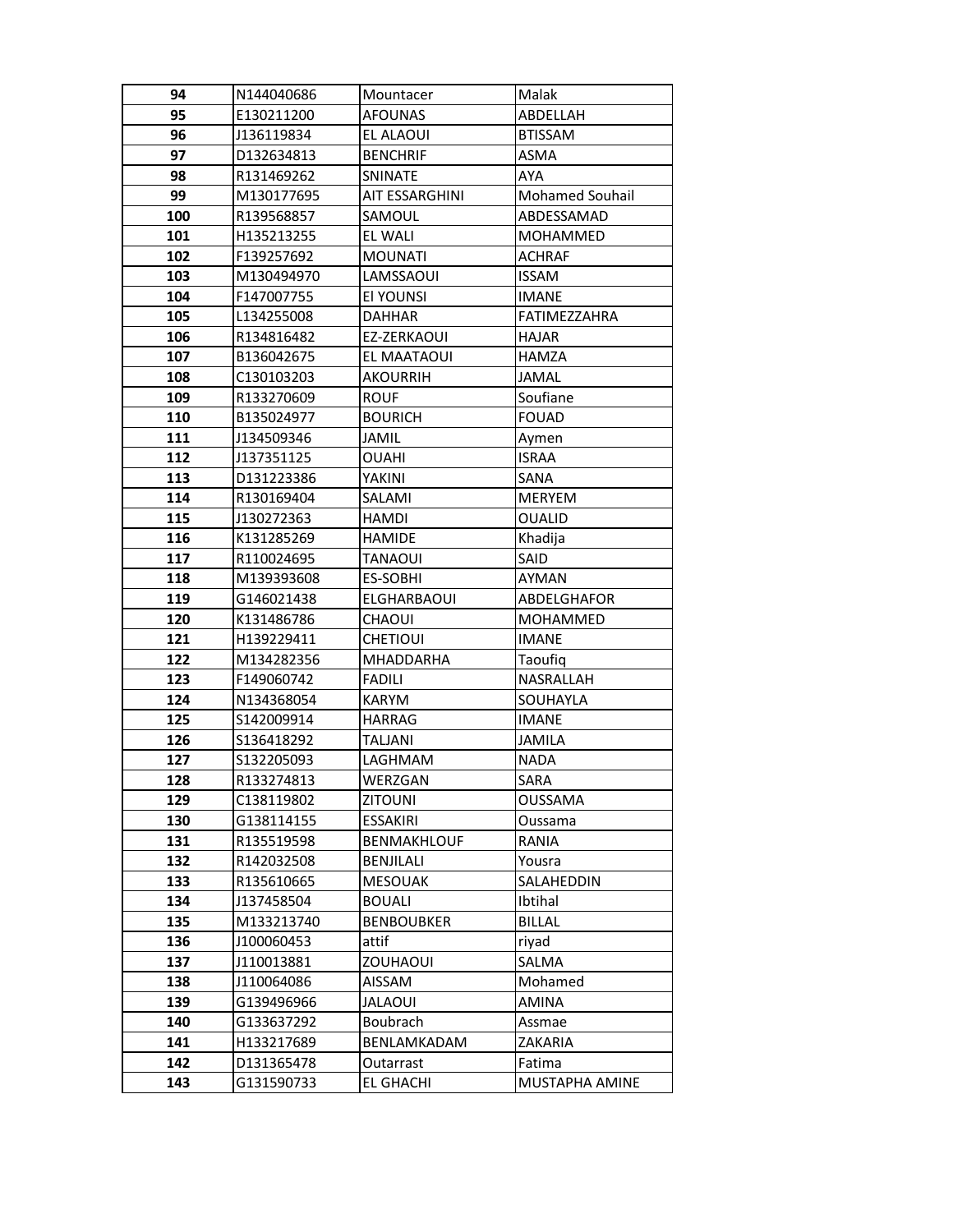| 94 | N144040686 | Mountacer | Malak |
|---|---|---|---|
| 95 | E130211200 | AFOUNAS | ABDELLAH |
| 96 | J136119834 | EL ALAOUI | BTISSAM |
| 97 | D132634813 | BENCHRIF | ASMA |
| 98 | R131469262 | SNINATE | AYA |
| 99 | M130177695 | AIT ESSARGHINI | Mohamed Souhail |
| 100 | R139568857 | SAMOUL | ABDESSAMAD |
| 101 | H135213255 | EL WALI | MOHAMMED |
| 102 | F139257692 | MOUNATI | ACHRAF |
| 103 | M130494970 | LAMSSAOUI | ISSAM |
| 104 | F147007755 | El YOUNSI | IMANE |
| 105 | L134255008 | DAHHAR | FATIMEZZAHRA |
| 106 | R134816482 | EZ-ZERKAOUI | HAJAR |
| 107 | B136042675 | EL MAATAOUI | HAMZA |
| 108 | C130103203 | AKOURRIH | JAMAL |
| 109 | R133270609 | ROUF | Soufiane |
| 110 | B135024977 | BOURICH | FOUAD |
| 111 | J134509346 | JAMIL | Aymen |
| 112 | J137351125 | OUAHI | ISRAA |
| 113 | D131223386 | YAKINI | SANA |
| 114 | R130169404 | SALAMI | MERYEM |
| 115 | J130272363 | HAMDI | OUALID |
| 116 | K131285269 | HAMIDE | Khadija |
| 117 | R110024695 | TANAOUI | SAID |
| 118 | M139393608 | ES-SOBHI | AYMAN |
| 119 | G146021438 | ELGHARBAOUI | ABDELGHAFOR |
| 120 | K131486786 | CHAOUI | MOHAMMED |
| 121 | H139229411 | CHETIOUI | IMANE |
| 122 | M134282356 | MHADDARHA | Taoufiq |
| 123 | F149060742 | FADILI | NASRALLAH |
| 124 | N134368054 | KARYM | SOUHAYLA |
| 125 | S142009914 | HARRAG | IMANE |
| 126 | S136418292 | TALJANI | JAMILA |
| 127 | S132205093 | LAGHMAM | NADA |
| 128 | R133274813 | WERZGAN | SARA |
| 129 | C138119802 | ZITOUNI | OUSSAMA |
| 130 | G138114155 | ESSAKIRI | Oussama |
| 131 | R135519598 | BENMAKHLOUF | RANIA |
| 132 | R142032508 | BENJILALI | Yousra |
| 133 | R135610665 | MESOUAK | SALAHEDDIN |
| 134 | J137458504 | BOUALI | Ibtihal |
| 135 | M133213740 | BENBOUBKER | BILLAL |
| 136 | J100060453 | attif | riyad |
| 137 | J110013881 | ZOUHAOUI | SALMA |
| 138 | J110064086 | AISSAM | Mohamed |
| 139 | G139496966 | JALAOUI | AMINA |
| 140 | G133637292 | Boubrach | Assmae |
| 141 | H133217689 | BENLAMKADAM | ZAKARIA |
| 142 | D131365478 | Outarrast | Fatima |
| 143 | G131590733 | EL GHACHI | MUSTAPHA AMINE |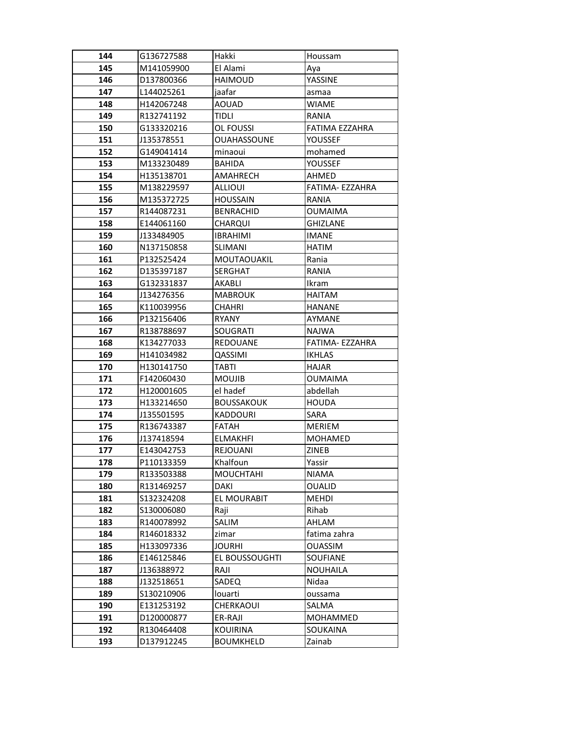| 144 | G136727588 | Hakki | Houssam |
|---|---|---|---|
| 145 | M141059900 | El Alami | Aya |
| 146 | D137800366 | HAIMOUD | YASSINE |
| 147 | L144025261 | jaafar | asmaa |
| 148 | H142067248 | AOUAD | WIAME |
| 149 | R132741192 | TIDLI | RANIA |
| 150 | G133320216 | OL FOUSSI | FATIMA EZZAHRA |
| 151 | J135378551 | OUAHASSOUNE | YOUSSEF |
| 152 | G149041414 | minaoui | mohamed |
| 153 | M133230489 | BAHIDA | YOUSSEF |
| 154 | H135138701 | AMAHRECH | AHMED |
| 155 | M138229597 | ALLIOUI | FATIMA- EZZAHRA |
| 156 | M135372725 | HOUSSAIN | RANIA |
| 157 | R144087231 | BENRACHID | OUMAIMA |
| 158 | E144061160 | CHARQUI | GHIZLANE |
| 159 | J133484905 | IBRAHIMI | IMANE |
| 160 | N137150858 | SLIMANI | HATIM |
| 161 | P132525424 | MOUTAOUAKIL | Rania |
| 162 | D135397187 | SERGHAT | RANIA |
| 163 | G132331837 | AKABLI | Ikram |
| 164 | J134276356 | MABROUK | HAITAM |
| 165 | K110039956 | CHAHRI | HANANE |
| 166 | P132156406 | RYANY | AYMANE |
| 167 | R138788697 | SOUGRATI | NAJWA |
| 168 | K134277033 | REDOUANE | FATIMA- EZZAHRA |
| 169 | H141034982 | QASSIMI | IKHLAS |
| 170 | H130141750 | TABTI | HAJAR |
| 171 | F142060430 | MOUJIB | OUMAIMA |
| 172 | H120001605 | el hadef | abdellah |
| 173 | H133214650 | BOUSSAKOUK | HOUDA |
| 174 | J135501595 | KADDOURI | SARA |
| 175 | R136743387 | FATAH | MERIEM |
| 176 | J137418594 | ELMAKHFI | MOHAMED |
| 177 | E143042753 | REJOUANI | ZINEB |
| 178 | P110133359 | Khalfoun | Yassir |
| 179 | R133503388 | MOUCHTAHI | NIAMA |
| 180 | R131469257 | DAKI | OUALID |
| 181 | S132324208 | EL MOURABIT | MEHDI |
| 182 | S130006080 | Raji | Rihab |
| 183 | R140078992 | SALIM | AHLAM |
| 184 | R146018332 | zimar | fatima zahra |
| 185 | H133097336 | JOURHI | OUASSIM |
| 186 | E146125846 | EL BOUSSOUGHTI | SOUFIANE |
| 187 | J136388972 | RAJI | NOUHAILA |
| 188 | J132518651 | SADEQ | Nidaa |
| 189 | S130210906 | louarti | oussama |
| 190 | E131253192 | CHERKAOUI | SALMA |
| 191 | D120000877 | ER-RAJI | MOHAMMED |
| 192 | R130464408 | KOUIRINA | SOUKAINA |
| 193 | D137912245 | BOUMKHELD | Zainab |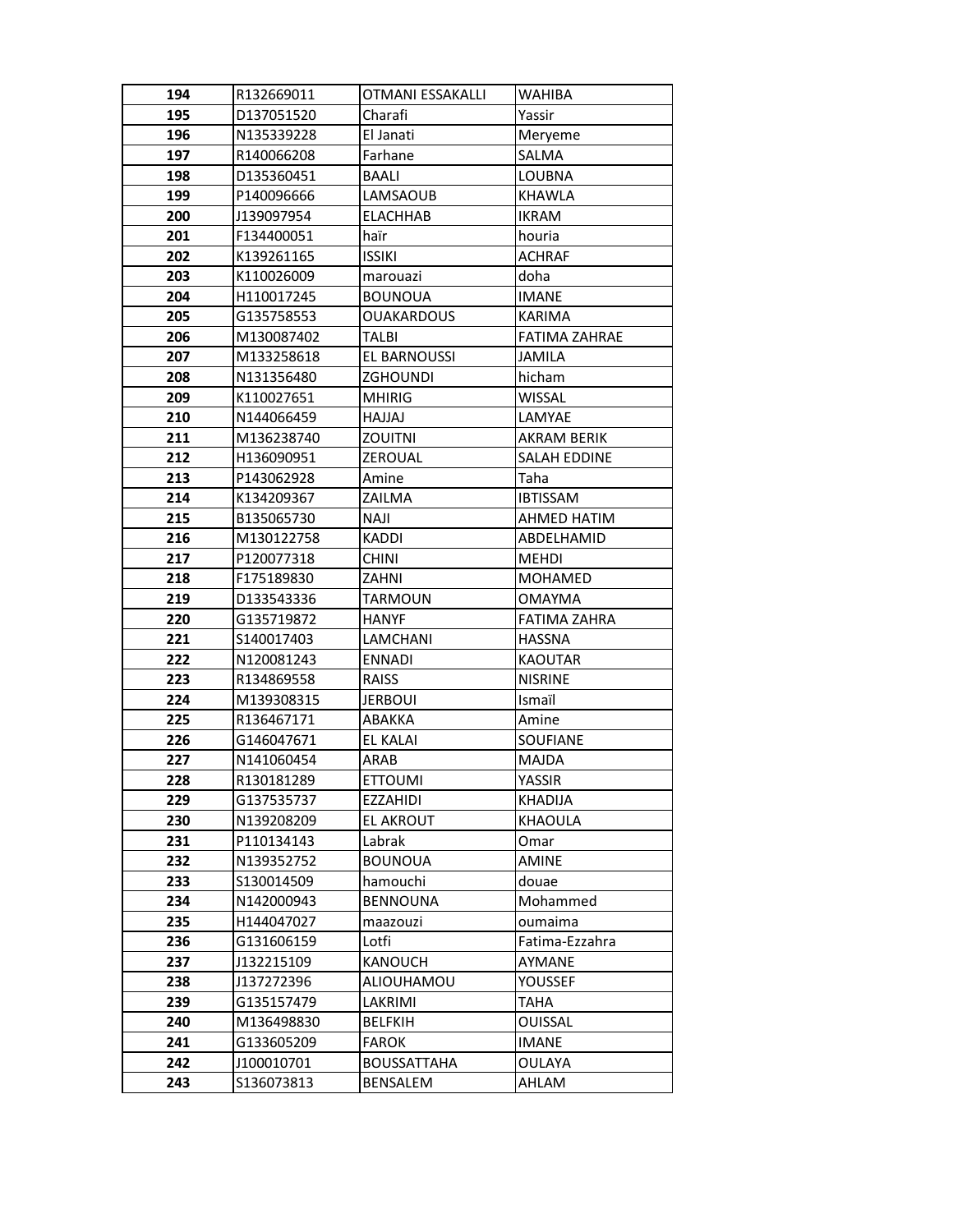| 194 | R132669011 | OTMANI ESSAKALLI | WAHIBA |
|---|---|---|---|
| 195 | D137051520 | Charafi | Yassir |
| 196 | N135339228 | El Janati | Meryeme |
| 197 | R140066208 | Farhane | SALMA |
| 198 | D135360451 | BAALI | LOUBNA |
| 199 | P140096666 | LAMSAOUB | KHAWLA |
| 200 | J139097954 | ELACHHAB | IKRAM |
| 201 | F134400051 | haïr | houria |
| 202 | K139261165 | ISSIKI | ACHRAF |
| 203 | K110026009 | marouazi | doha |
| 204 | H110017245 | BOUNOUA | IMANE |
| 205 | G135758553 | OUAKARDOUS | KARIMA |
| 206 | M130087402 | TALBI | FATIMA ZAHRAE |
| 207 | M133258618 | EL BARNOUSSI | JAMILA |
| 208 | N131356480 | ZGHOUNDI | hicham |
| 209 | K110027651 | MHIRIG | WISSAL |
| 210 | N144066459 | HAJJAJ | LAMYAE |
| 211 | M136238740 | ZOUITNI | AKRAM BERIK |
| 212 | H136090951 | ZEROUAL | SALAH EDDINE |
| 213 | P143062928 | Amine | Taha |
| 214 | K134209367 | ZAILMA | IBTISSAM |
| 215 | B135065730 | NAJI | AHMED HATIM |
| 216 | M130122758 | KADDI | ABDELHAMID |
| 217 | P120077318 | CHINI | MEHDI |
| 218 | F175189830 | ZAHNI | MOHAMED |
| 219 | D133543336 | TARMOUN | OMAYMA |
| 220 | G135719872 | HANYF | FATIMA ZAHRA |
| 221 | S140017403 | LAMCHANI | HASSNA |
| 222 | N120081243 | ENNADI | KAOUTAR |
| 223 | R134869558 | RAISS | NISRINE |
| 224 | M139308315 | JERBOUI | Ismaïl |
| 225 | R136467171 | ABAKKA | Amine |
| 226 | G146047671 | EL KALAI | SOUFIANE |
| 227 | N141060454 | ARAB | MAJDA |
| 228 | R130181289 | ETTOUMI | YASSIR |
| 229 | G137535737 | EZZAHIDI | KHADIJA |
| 230 | N139208209 | EL AKROUT | KHAOULA |
| 231 | P110134143 | Labrak | Omar |
| 232 | N139352752 | BOUNOUA | AMINE |
| 233 | S130014509 | hamouchi | douae |
| 234 | N142000943 | BENNOUNA | Mohammed |
| 235 | H144047027 | maazouzi | oumaima |
| 236 | G131606159 | Lotfi | Fatima-Ezzahra |
| 237 | J132215109 | KANOUCH | AYMANE |
| 238 | J137272396 | ALIOUHAMOU | YOUSSEF |
| 239 | G135157479 | LAKRIMI | TAHA |
| 240 | M136498830 | BELFKIH | OUISSAL |
| 241 | G133605209 | FAROK | IMANE |
| 242 | J100010701 | BOUSSATTAHA | OULAYA |
| 243 | S136073813 | BENSALEM | AHLAM |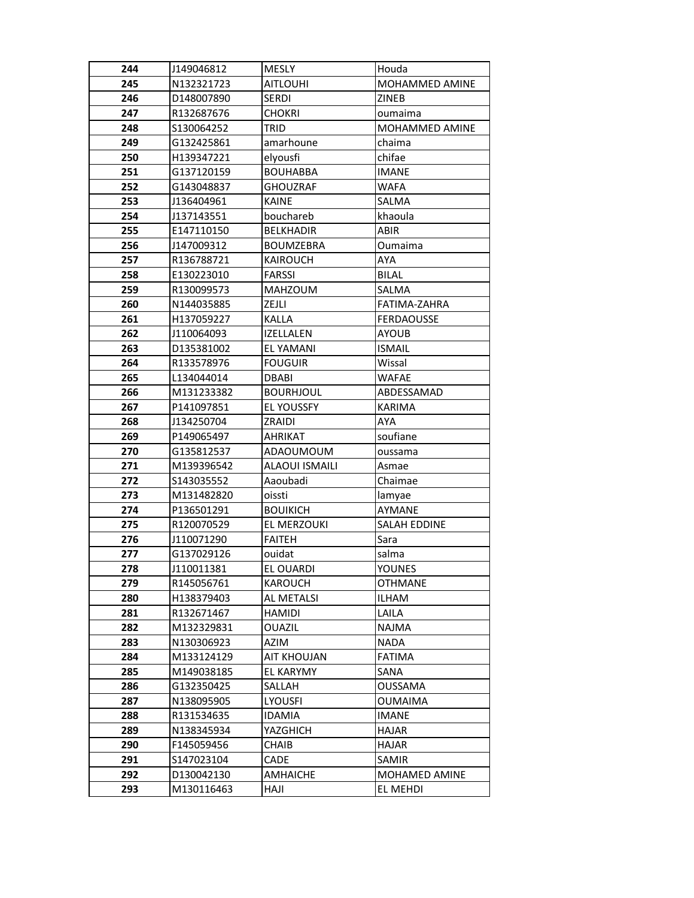| 244 | J149046812 | MESLY | Houda |
|---|---|---|---|
| 245 | N132321723 | AITLOUHI | MOHAMMED AMINE |
| 246 | D148007890 | SERDI | ZINEB |
| 247 | R132687676 | CHOKRI | oumaima |
| 248 | S130064252 | TRID | MOHAMMED AMINE |
| 249 | G132425861 | amarhoune | chaima |
| 250 | H139347221 | elyousfi | chifae |
| 251 | G137120159 | BOUHABBA | IMANE |
| 252 | G143048837 | GHOUZRAF | WAFA |
| 253 | J136404961 | KAINE | SALMA |
| 254 | J137143551 | bouchareb | khaoula |
| 255 | E147110150 | BELKHADIR | ABIR |
| 256 | J147009312 | BOUMZEBRA | Oumaima |
| 257 | R136788721 | KAIROUCH | AYA |
| 258 | E130223010 | FARSSI | BILAL |
| 259 | R130099573 | MAHZOUM | SALMA |
| 260 | N144035885 | ZEJLI | FATIMA-ZAHRA |
| 261 | H137059227 | KALLA | FERDAOUSSE |
| 262 | J110064093 | IZELLALEN | AYOUB |
| 263 | D135381002 | EL YAMANI | ISMAIL |
| 264 | R133578976 | FOUGUIR | Wissal |
| 265 | L134044014 | DBABI | WAFAE |
| 266 | M131233382 | BOURHJOUL | ABDESSAMAD |
| 267 | P141097851 | EL YOUSSFY | KARIMA |
| 268 | J134250704 | ZRAIDI | AYA |
| 269 | P149065497 | AHRIKAT | soufiane |
| 270 | G135812537 | ADAOUMOUM | oussama |
| 271 | M139396542 | ALAOUI ISMAILI | Asmae |
| 272 | S143035552 | Aaoubadi | Chaimae |
| 273 | M131482820 | oissti | lamyae |
| 274 | P136501291 | BOUIKICH | AYMANE |
| 275 | R120070529 | EL MERZOUKI | SALAH EDDINE |
| 276 | J110071290 | FAITEH | Sara |
| 277 | G137029126 | ouidat | salma |
| 278 | J110011381 | EL OUARDI | YOUNES |
| 279 | R145056761 | KAROUCH | OTHMANE |
| 280 | H138379403 | AL METALSI | ILHAM |
| 281 | R132671467 | HAMIDI | LAILA |
| 282 | M132329831 | OUAZIL | NAJMA |
| 283 | N130306923 | AZIM | NADA |
| 284 | M133124129 | AIT KHOUJAN | FATIMA |
| 285 | M149038185 | EL KARYMY | SANA |
| 286 | G132350425 | SALLAH | OUSSAMA |
| 287 | N138095905 | LYOUSFI | OUMAIMA |
| 288 | R131534635 | IDAMIA | IMANE |
| 289 | N138345934 | YAZGHICH | HAJAR |
| 290 | F145059456 | CHAIB | HAJAR |
| 291 | S147023104 | CADE | SAMIR |
| 292 | D130042130 | AMHAICHE | MOHAMED AMINE |
| 293 | M130116463 | HAJI | EL MEHDI |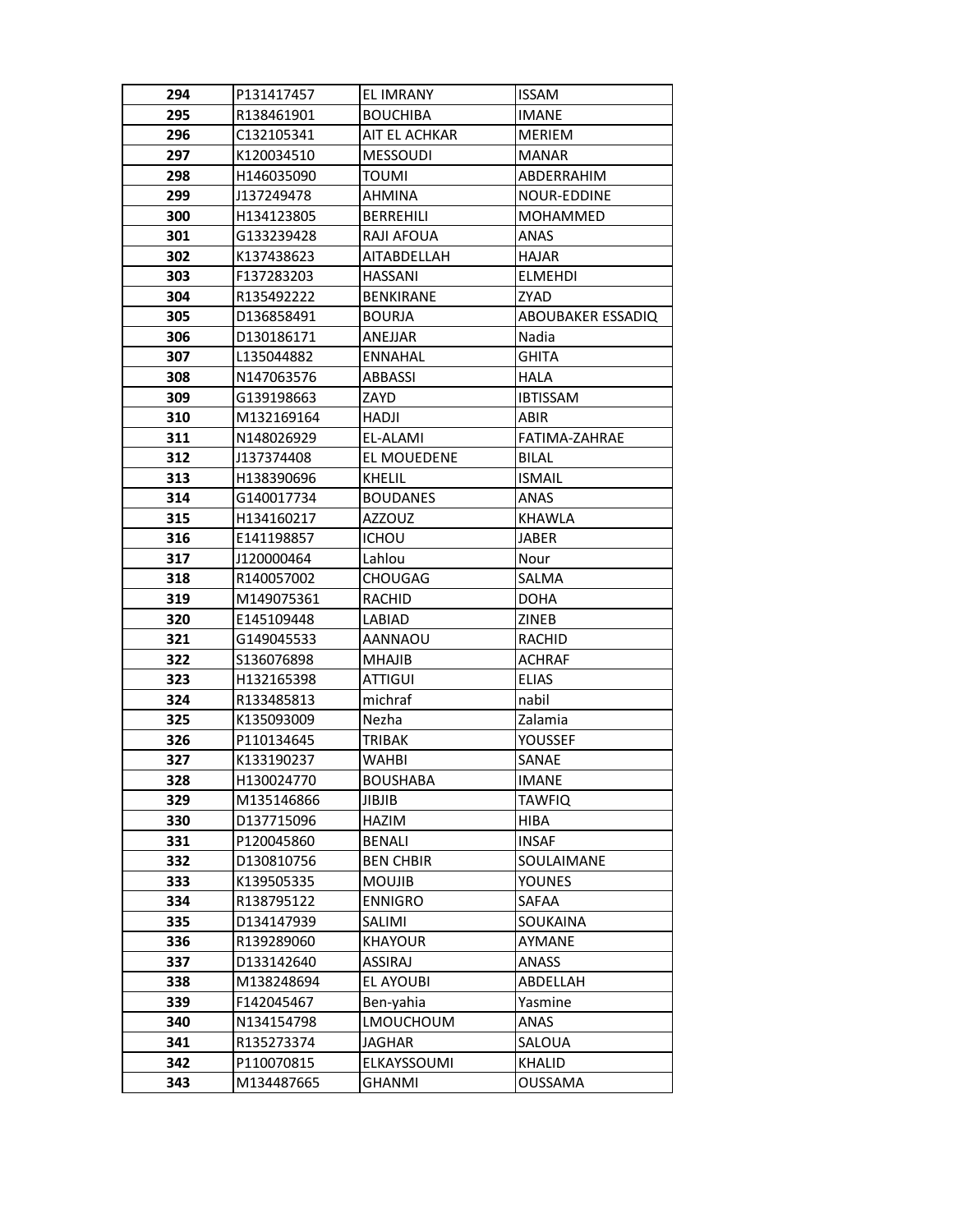| 294 | P131417457 | EL IMRANY | ISSAM |
|---|---|---|---|
| 295 | R138461901 | BOUCHIBA | IMANE |
| 296 | C132105341 | AIT EL ACHKAR | MERIEM |
| 297 | K120034510 | MESSOUDI | MANAR |
| 298 | H146035090 | TOUMI | ABDERRAHIM |
| 299 | J137249478 | AHMINA | NOUR-EDDINE |
| 300 | H134123805 | BERREHILI | MOHAMMED |
| 301 | G133239428 | RAJI AFOUA | ANAS |
| 302 | K137438623 | AITABDELLAH | HAJAR |
| 303 | F137283203 | HASSANI | ELMEHDI |
| 304 | R135492222 | BENKIRANE | ZYAD |
| 305 | D136858491 | BOURJA | ABOUBAKER ESSADIQ |
| 306 | D130186171 | ANEJJAR | Nadia |
| 307 | L135044882 | ENNAHAL | GHITA |
| 308 | N147063576 | ABBASSI | HALA |
| 309 | G139198663 | ZAYD | IBTISSAM |
| 310 | M132169164 | HADJI | ABIR |
| 311 | N148026929 | EL-ALAMI | FATIMA-ZAHRAE |
| 312 | J137374408 | EL MOUEDENE | BILAL |
| 313 | H138390696 | KHELIL | ISMAIL |
| 314 | G140017734 | BOUDANES | ANAS |
| 315 | H134160217 | AZZOUZ | KHAWLA |
| 316 | E141198857 | ICHOU | JABER |
| 317 | J120000464 | Lahlou | Nour |
| 318 | R140057002 | CHOUGAG | SALMA |
| 319 | M149075361 | RACHID | DOHA |
| 320 | E145109448 | LABIAD | ZINEB |
| 321 | G149045533 | AANNAOU | RACHID |
| 322 | S136076898 | MHAJIB | ACHRAF |
| 323 | H132165398 | ATTIGUI | ELIAS |
| 324 | R133485813 | michraf | nabil |
| 325 | K135093009 | Nezha | Zalamia |
| 326 | P110134645 | TRIBAK | YOUSSEF |
| 327 | K133190237 | WAHBI | SANAE |
| 328 | H130024770 | BOUSHABA | IMANE |
| 329 | M135146866 | JIBJIB | TAWFIQ |
| 330 | D137715096 | HAZIM | HIBA |
| 331 | P120045860 | BENALI | INSAF |
| 332 | D130810756 | BEN CHBIR | SOULAIMANE |
| 333 | K139505335 | MOUJIB | YOUNES |
| 334 | R138795122 | ENNIGRO | SAFAA |
| 335 | D134147939 | SALIMI | SOUKAINA |
| 336 | R139289060 | KHAYOUR | AYMANE |
| 337 | D133142640 | ASSIRAJ | ANASS |
| 338 | M138248694 | EL AYOUBI | ABDELLAH |
| 339 | F142045467 | Ben-yahia | Yasmine |
| 340 | N134154798 | LMOUCHOUM | ANAS |
| 341 | R135273374 | JAGHAR | SALOUA |
| 342 | P110070815 | ELKAYSSOUMI | KHALID |
| 343 | M134487665 | GHANMI | OUSSAMA |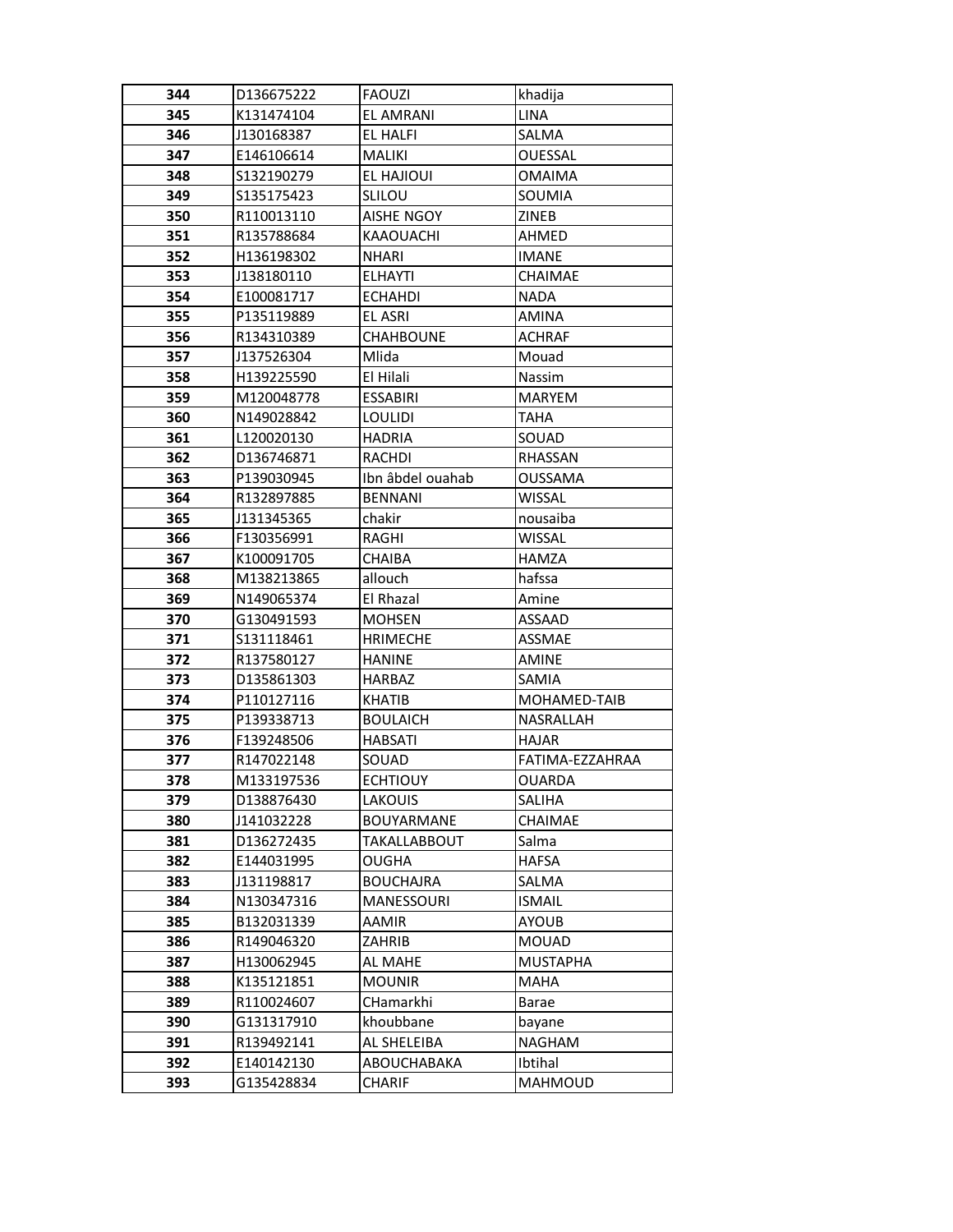| 344 | D136675222 | FAOUZI | khadija |
|---|---|---|---|
| 345 | K131474104 | EL AMRANI | LINA |
| 346 | J130168387 | EL HALFI | SALMA |
| 347 | E146106614 | MALIKI | OUESSAL |
| 348 | S132190279 | EL HAJIOUI | OMAIMA |
| 349 | S135175423 | SLILOU | SOUMIA |
| 350 | R110013110 | AISHE NGOY | ZINEB |
| 351 | R135788684 | KAAOUACHI | AHMED |
| 352 | H136198302 | NHARI | IMANE |
| 353 | J138180110 | ELHAYTI | CHAIMAE |
| 354 | E100081717 | ECHAHDI | NADA |
| 355 | P135119889 | EL ASRI | AMINA |
| 356 | R134310389 | CHAHBOUNE | ACHRAF |
| 357 | J137526304 | Mlida | Mouad |
| 358 | H139225590 | El Hilali | Nassim |
| 359 | M120048778 | ESSABIRI | MARYEM |
| 360 | N149028842 | LOULIDI | TAHA |
| 361 | L120020130 | HADRIA | SOUAD |
| 362 | D136746871 | RACHDI | RHASSAN |
| 363 | P139030945 | Ibn âbdel ouahab | OUSSAMA |
| 364 | R132897885 | BENNANI | WISSAL |
| 365 | J131345365 | chakir | nousaiba |
| 366 | F130356991 | RAGHI | WISSAL |
| 367 | K100091705 | CHAIBA | HAMZA |
| 368 | M138213865 | allouch | hafssa |
| 369 | N149065374 | El Rhazal | Amine |
| 370 | G130491593 | MOHSEN | ASSAAD |
| 371 | S131118461 | HRIMECHE | ASSMAE |
| 372 | R137580127 | HANINE | AMINE |
| 373 | D135861303 | HARBAZ | SAMIA |
| 374 | P110127116 | KHATIB | MOHAMED-TAIB |
| 375 | P139338713 | BOULAICH | NASRALLAH |
| 376 | F139248506 | HABSATI | HAJAR |
| 377 | R147022148 | SOUAD | FATIMA-EZZAHRAA |
| 378 | M133197536 | ECHTIOUY | OUARDA |
| 379 | D138876430 | LAKOUIS | SALIHA |
| 380 | J141032228 | BOUYARMANE | CHAIMAE |
| 381 | D136272435 | TAKALLABBOUT | Salma |
| 382 | E144031995 | OUGHA | HAFSA |
| 383 | J131198817 | BOUCHAJRA | SALMA |
| 384 | N130347316 | MANESSOURI | ISMAIL |
| 385 | B132031339 | AAMIR | AYOUB |
| 386 | R149046320 | ZAHRIB | MOUAD |
| 387 | H130062945 | AL MAHE | MUSTAPHA |
| 388 | K135121851 | MOUNIR | MAHA |
| 389 | R110024607 | CHamarkhi | Barae |
| 390 | G131317910 | khoubbane | bayane |
| 391 | R139492141 | AL SHELEIBA | NAGHAM |
| 392 | E140142130 | ABOUCHABAKA | Ibtihal |
| 393 | G135428834 | CHARIF | MAHMOUD |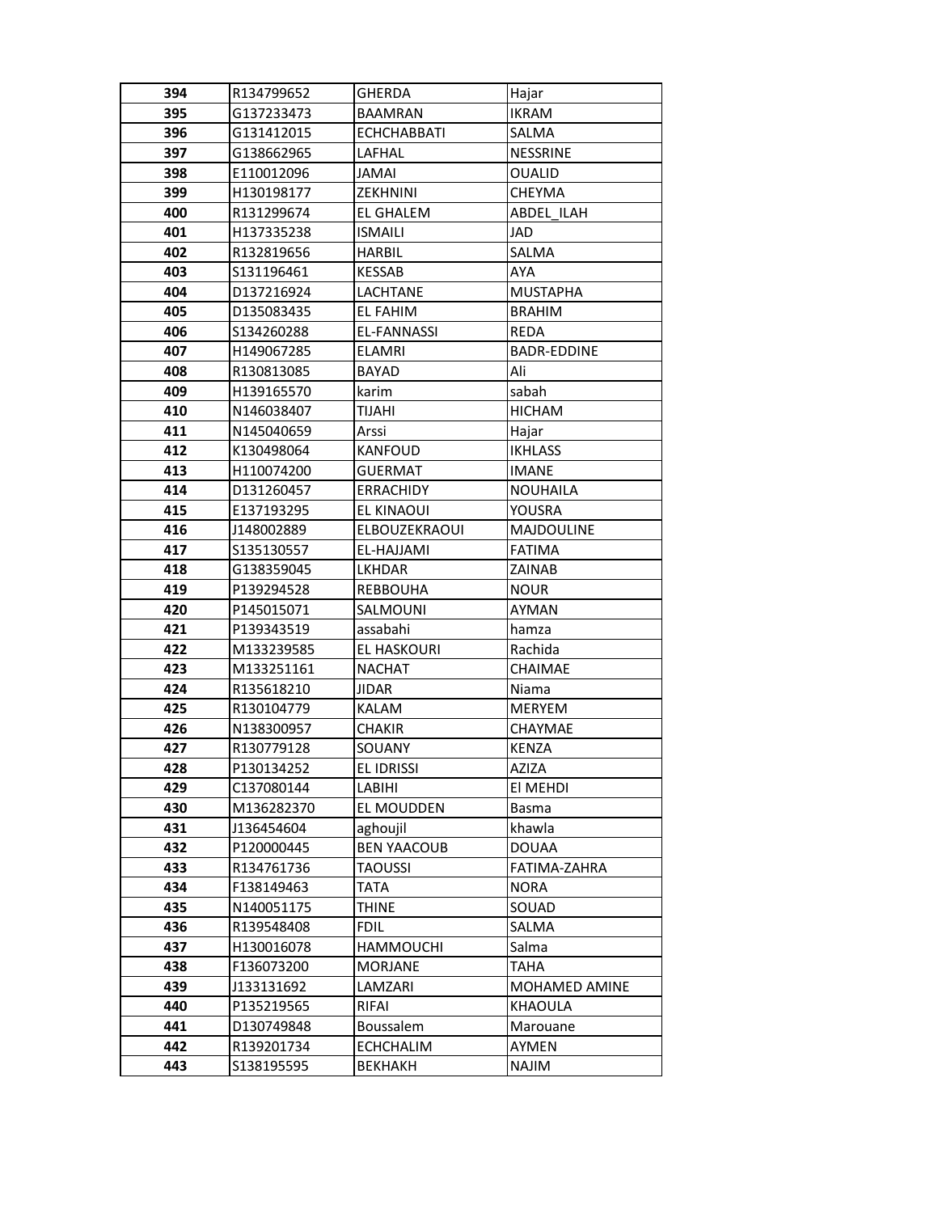| 394 | R134799652 | GHERDA | Hajar |
|---|---|---|---|
| 395 | G137233473 | BAAMRAN | IKRAM |
| 396 | G131412015 | ECHCHABBATI | SALMA |
| 397 | G138662965 | LAFHAL | NESSRINE |
| 398 | E110012096 | JAMAI | OUALID |
| 399 | H130198177 | ZEKHNINI | CHEYMA |
| 400 | R131299674 | EL GHALEM | ABDEL_ILAH |
| 401 | H137335238 | ISMAILI | JAD |
| 402 | R132819656 | HARBIL | SALMA |
| 403 | S131196461 | KESSAB | AYA |
| 404 | D137216924 | LACHTANE | MUSTAPHA |
| 405 | D135083435 | EL FAHIM | BRAHIM |
| 406 | S134260288 | EL-FANNASSI | REDA |
| 407 | H149067285 | ELAMRI | BADR-EDDINE |
| 408 | R130813085 | BAYAD | Ali |
| 409 | H139165570 | karim | sabah |
| 410 | N146038407 | TIJAHI | HICHAM |
| 411 | N145040659 | Arssi | Hajar |
| 412 | K130498064 | KANFOUD | IKHLASS |
| 413 | H110074200 | GUERMAT | IMANE |
| 414 | D131260457 | ERRACHIDY | NOUHAILA |
| 415 | E137193295 | EL KINAOUI | YOUSRA |
| 416 | J148002889 | ELBOUZEKRAOUI | MAJDOULINE |
| 417 | S135130557 | EL-HAJJAMI | FATIMA |
| 418 | G138359045 | LKHDAR | ZAINAB |
| 419 | P139294528 | REBBOUHA | NOUR |
| 420 | P145015071 | SALMOUNI | AYMAN |
| 421 | P139343519 | assabahi | hamza |
| 422 | M133239585 | EL HASKOURI | Rachida |
| 423 | M133251161 | NACHAT | CHAIMAE |
| 424 | R135618210 | JIDAR | Niama |
| 425 | R130104779 | KALAM | MERYEM |
| 426 | N138300957 | CHAKIR | CHAYMAE |
| 427 | R130779128 | SOUANY | KENZA |
| 428 | P130134252 | EL IDRISSI | AZIZA |
| 429 | C137080144 | LABIHI | El MEHDI |
| 430 | M136282370 | EL MOUDDEN | Basma |
| 431 | J136454604 | aghoujil | khawla |
| 432 | P120000445 | BEN YAACOUB | DOUAA |
| 433 | R134761736 | TAOUSSI | FATIMA-ZAHRA |
| 434 | F138149463 | TATA | NORA |
| 435 | N140051175 | THINE | SOUAD |
| 436 | R139548408 | FDIL | SALMA |
| 437 | H130016078 | HAMMOUCHI | Salma |
| 438 | F136073200 | MORJANE | TAHA |
| 439 | J133131692 | LAMZARI | MOHAMED AMINE |
| 440 | P135219565 | RIFAI | KHAOULA |
| 441 | D130749848 | Boussalem | Marouane |
| 442 | R139201734 | ECHCHALIM | AYMEN |
| 443 | S138195595 | BEKHAKH | NAJIM |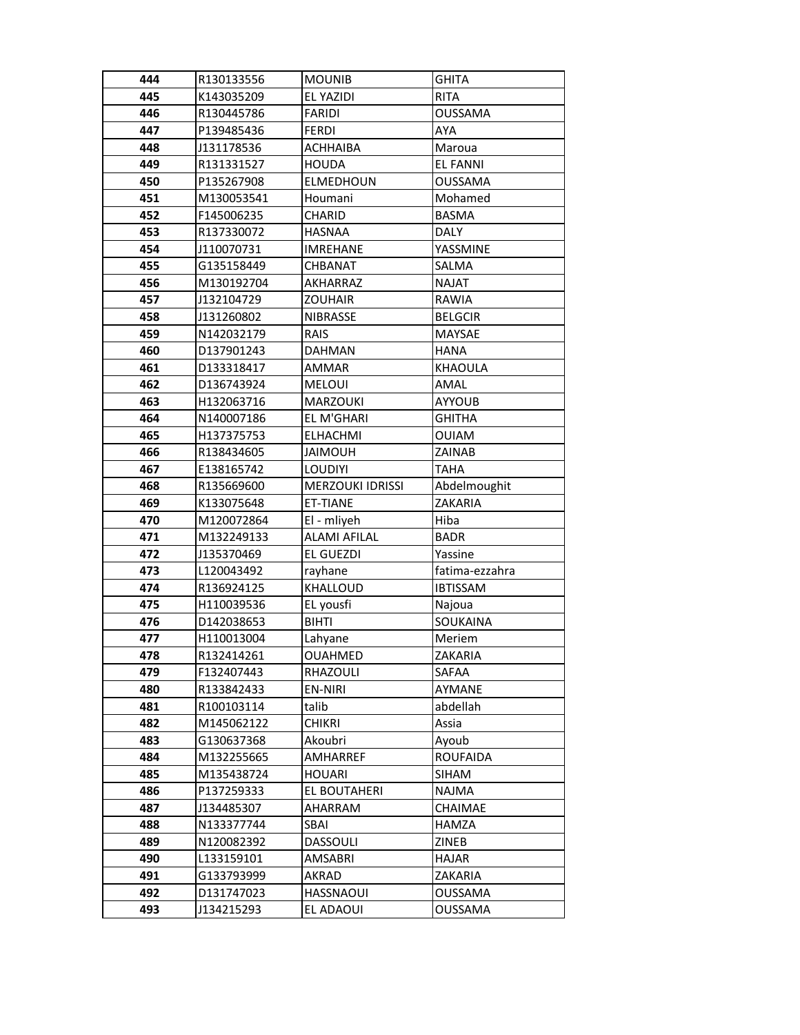| 444 | R130133556 | MOUNIB | GHITA |
|---|---|---|---|
| 445 | K143035209 | EL YAZIDI | RITA |
| 446 | R130445786 | FARIDI | OUSSAMA |
| 447 | P139485436 | FERDI | AYA |
| 448 | J131178536 | ACHHAIBA | Maroua |
| 449 | R131331527 | HOUDA | EL FANNI |
| 450 | P135267908 | ELMEDHOUN | OUSSAMA |
| 451 | M130053541 | Houmani | Mohamed |
| 452 | F145006235 | CHARID | BASMA |
| 453 | R137330072 | HASNAA | DALY |
| 454 | J110070731 | IMREHANE | YASSMINE |
| 455 | G135158449 | CHBANAT | SALMA |
| 456 | M130192704 | AKHARRAZ | NAJAT |
| 457 | J132104729 | ZOUHAIR | RAWIA |
| 458 | J131260802 | NIBRASSE | BELGCIR |
| 459 | N142032179 | RAIS | MAYSAE |
| 460 | D137901243 | DAHMAN | HANA |
| 461 | D133318417 | AMMAR | KHAOULA |
| 462 | D136743924 | MELOUI | AMAL |
| 463 | H132063716 | MARZOUKI | AYYOUB |
| 464 | N140007186 | EL M'GHARI | GHITHA |
| 465 | H137375753 | ELHACHMI | OUIAM |
| 466 | R138434605 | JAIMOUH | ZAINAB |
| 467 | E138165742 | LOUDIYI | TAHA |
| 468 | R135669600 | MERZOUKI IDRISSI | Abdelmoughit |
| 469 | K133075648 | ET-TIANE | ZAKARIA |
| 470 | M120072864 | El - mliyeh | Hiba |
| 471 | M132249133 | ALAMI AFILAL | BADR |
| 472 | J135370469 | EL GUEZDI | Yassine |
| 473 | L120043492 | rayhane | fatima-ezzahra |
| 474 | R136924125 | KHALLOUD | IBTISSAM |
| 475 | H110039536 | EL yousfi | Najoua |
| 476 | D142038653 | BIHTI | SOUKAINA |
| 477 | H110013004 | Lahyane | Meriem |
| 478 | R132414261 | OUAHMED | ZAKARIA |
| 479 | F132407443 | RHAZOULI | SAFAA |
| 480 | R133842433 | EN-NIRI | AYMANE |
| 481 | R100103114 | talib | abdellah |
| 482 | M145062122 | CHIKRI | Assia |
| 483 | G130637368 | Akoubri | Ayoub |
| 484 | M132255665 | AMHARREF | ROUFAIDA |
| 485 | M135438724 | HOUARI | SIHAM |
| 486 | P137259333 | EL BOUTAHERI | NAJMA |
| 487 | J134485307 | AHARRAM | CHAIMAE |
| 488 | N133377744 | SBAI | HAMZA |
| 489 | N120082392 | DASSOULI | ZINEB |
| 490 | L133159101 | AMSABRI | HAJAR |
| 491 | G133793999 | AKRAD | ZAKARIA |
| 492 | D131747023 | HASSNAOUI | OUSSAMA |
| 493 | J134215293 | EL ADAOUI | OUSSAMA |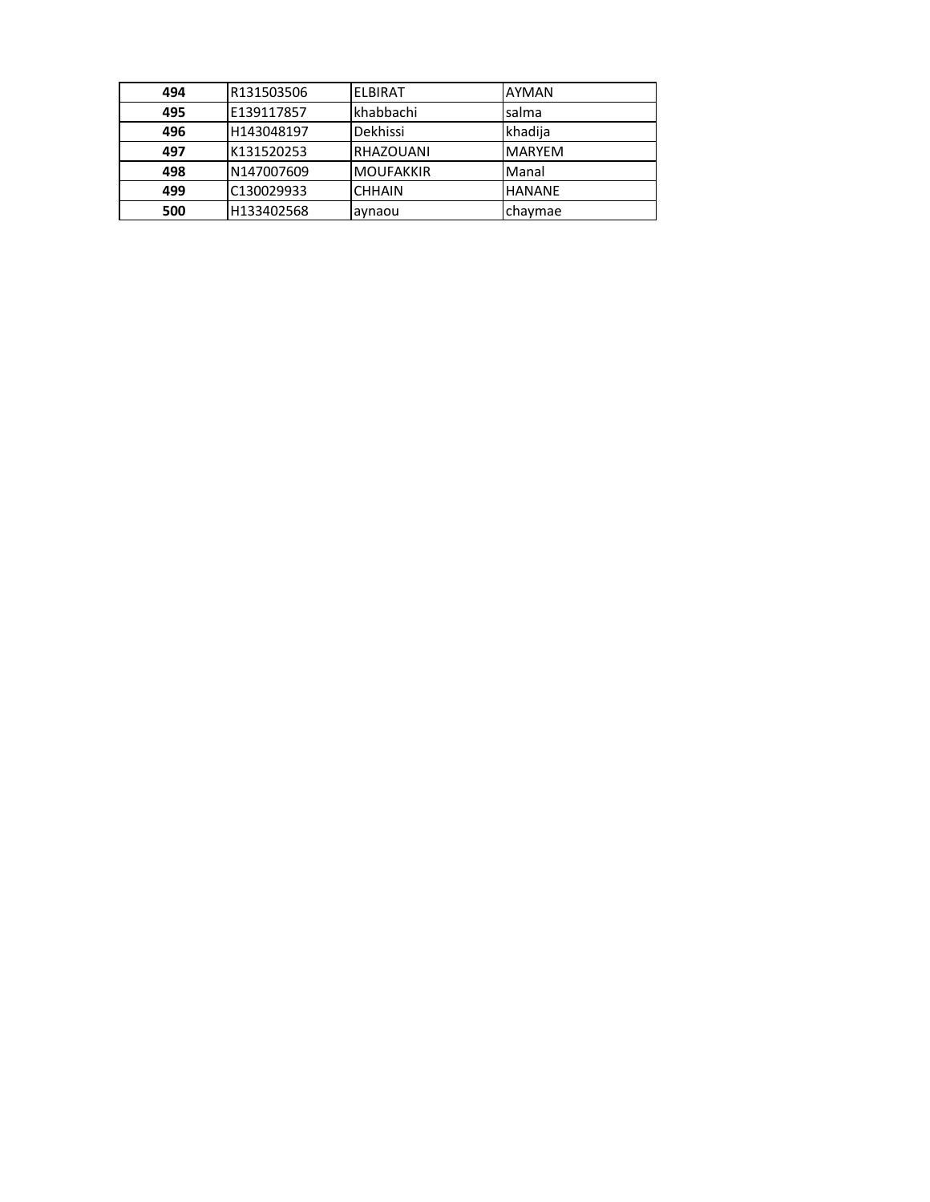| | | | |
|---|---|---|---|
| **494** | R131503506 | ELBIRAT | AYMAN |
| **495** | E139117857 | khabbachi | salma |
| **496** | H143048197 | Dekhissi | khadija |
| **497** | K131520253 | RHAZOUANI | MARYEM |
| **498** | N147007609 | MOUFAKKIR | Manal |
| **499** | C130029933 | CHHAIN | HANANE |
| **500** | H133402568 | aynaou | chaymae |